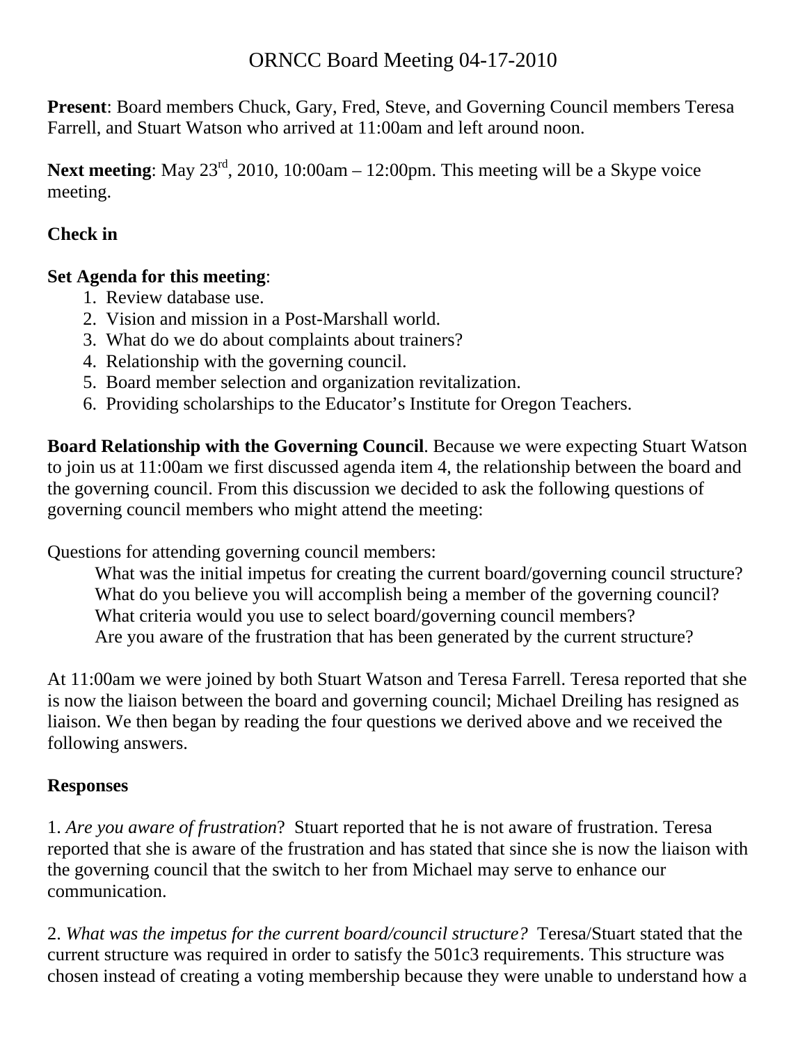# ORNCC Board Meeting 04-17-2010

**Present**: Board members Chuck, Gary, Fred, Steve, and Governing Council members Teresa Farrell, and Stuart Watson who arrived at 11:00am and left around noon.

**Next meeting**: May 23rd, 2010, 10:00am – 12:00pm. This meeting will be a Skype voice meeting.

**Check in**

**Set Agenda for this meeting**:

1. Review database use.
2. Vision and mission in a Post-Marshall world.
3. What do we do about complaints about trainers?
4. Relationship with the governing council.
5. Board member selection and organization revitalization.
6. Providing scholarships to the Educator's Institute for Oregon Teachers.

**Board Relationship with the Governing Council**. Because we were expecting Stuart Watson to join us at 11:00am we first discussed agenda item 4, the relationship between the board and the governing council. From this discussion we decided to ask the following questions of governing council members who might attend the meeting:

Questions for attending governing council members:

What was the initial impetus for creating the current board/governing council structure?
What do you believe you will accomplish being a member of the governing council?
What criteria would you use to select board/governing council members?
Are you aware of the frustration that has been generated by the current structure?

At 11:00am we were joined by both Stuart Watson and Teresa Farrell. Teresa reported that she is now the liaison between the board and governing council; Michael Dreiling has resigned as liaison. We then began by reading the four questions we derived above and we received the following answers.

**Responses**

1. *Are you aware of frustration*? Stuart reported that he is not aware of frustration. Teresa reported that she is aware of the frustration and has stated that since she is now the liaison with the governing council that the switch to her from Michael may serve to enhance our communication.

2. *What was the impetus for the current board/council structure?* Teresa/Stuart stated that the current structure was required in order to satisfy the 501c3 requirements. This structure was chosen instead of creating a voting membership because they were unable to understand how a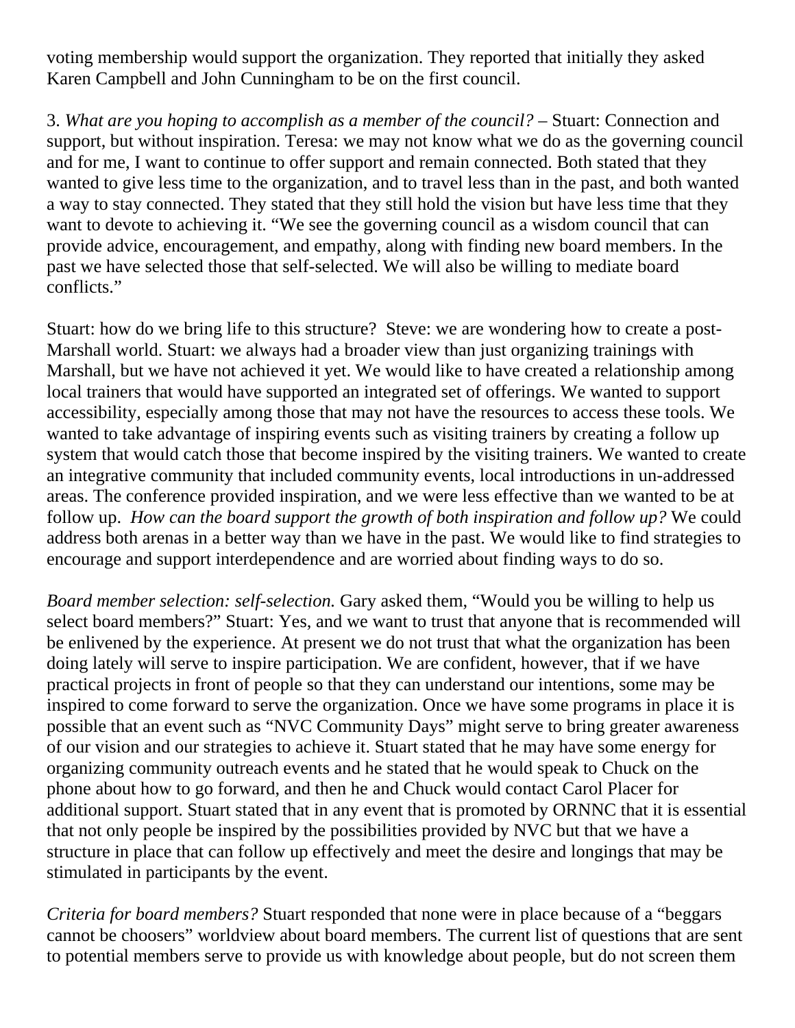voting membership would support the organization. They reported that initially they asked Karen Campbell and John Cunningham to be on the first council.

3. *What are you hoping to accomplish as a member of the council?* – Stuart: Connection and support, but without inspiration. Teresa: we may not know what we do as the governing council and for me, I want to continue to offer support and remain connected. Both stated that they wanted to give less time to the organization, and to travel less than in the past, and both wanted a way to stay connected. They stated that they still hold the vision but have less time that they want to devote to achieving it. "We see the governing council as a wisdom council that can provide advice, encouragement, and empathy, along with finding new board members. In the past we have selected those that self-selected. We will also be willing to mediate board conflicts."

Stuart: how do we bring life to this structure? Steve: we are wondering how to create a post-Marshall world. Stuart: we always had a broader view than just organizing trainings with Marshall, but we have not achieved it yet. We would like to have created a relationship among local trainers that would have supported an integrated set of offerings. We wanted to support accessibility, especially among those that may not have the resources to access these tools. We wanted to take advantage of inspiring events such as visiting trainers by creating a follow up system that would catch those that become inspired by the visiting trainers. We wanted to create an integrative community that included community events, local introductions in un-addressed areas. The conference provided inspiration, and we were less effective than we wanted to be at follow up. *How can the board support the growth of both inspiration and follow up?* We could address both arenas in a better way than we have in the past. We would like to find strategies to encourage and support interdependence and are worried about finding ways to do so.

*Board member selection: self-selection.* Gary asked them, "Would you be willing to help us select board members?" Stuart: Yes, and we want to trust that anyone that is recommended will be enlivened by the experience. At present we do not trust that what the organization has been doing lately will serve to inspire participation. We are confident, however, that if we have practical projects in front of people so that they can understand our intentions, some may be inspired to come forward to serve the organization. Once we have some programs in place it is possible that an event such as "NVC Community Days" might serve to bring greater awareness of our vision and our strategies to achieve it. Stuart stated that he may have some energy for organizing community outreach events and he stated that he would speak to Chuck on the phone about how to go forward, and then he and Chuck would contact Carol Placer for additional support. Stuart stated that in any event that is promoted by ORNNC that it is essential that not only people be inspired by the possibilities provided by NVC but that we have a structure in place that can follow up effectively and meet the desire and longings that may be stimulated in participants by the event.

*Criteria for board members?* Stuart responded that none were in place because of a "beggars cannot be choosers" worldview about board members. The current list of questions that are sent to potential members serve to provide us with knowledge about people, but do not screen them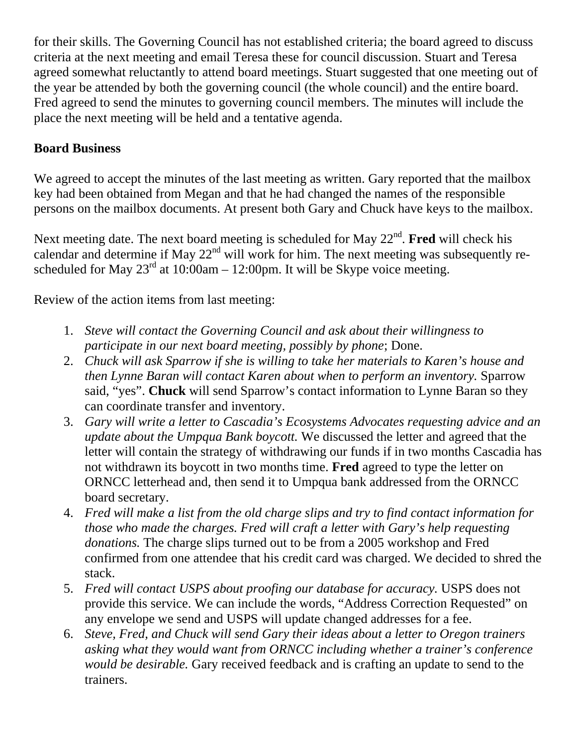for their skills. The Governing Council has not established criteria; the board agreed to discuss criteria at the next meeting and email Teresa these for council discussion. Stuart and Teresa agreed somewhat reluctantly to attend board meetings. Stuart suggested that one meeting out of the year be attended by both the governing council (the whole council) and the entire board. Fred agreed to send the minutes to governing council members. The minutes will include the place the next meeting will be held and a tentative agenda.

**Board Business**

We agreed to accept the minutes of the last meeting as written. Gary reported that the mailbox key had been obtained from Megan and that he had changed the names of the responsible persons on the mailbox documents. At present both Gary and Chuck have keys to the mailbox.

Next meeting date. The next board meeting is scheduled for May 22nd. **Fred** will check his calendar and determine if May 22nd will work for him. The next meeting was subsequently re-scheduled for May 23rd at 10:00am – 12:00pm. It will be Skype voice meeting.

Review of the action items from last meeting:

1. *Steve will contact the Governing Council and ask about their willingness to participate in our next board meeting, possibly by phone*; Done.
2. *Chuck will ask Sparrow if she is willing to take her materials to Karen's house and then Lynne Baran will contact Karen about when to perform an inventory.* Sparrow said, "yes". **Chuck** will send Sparrow's contact information to Lynne Baran so they can coordinate transfer and inventory.
3. *Gary will write a letter to Cascadia's Ecosystems Advocates requesting advice and an update about the Umpqua Bank boycott.* We discussed the letter and agreed that the letter will contain the strategy of withdrawing our funds if in two months Cascadia has not withdrawn its boycott in two months time. **Fred** agreed to type the letter on ORNCC letterhead and, then send it to Umpqua bank addressed from the ORNCC board secretary.
4. *Fred will make a list from the old charge slips and try to find contact information for those who made the charges. Fred will craft a letter with Gary's help requesting donations.* The charge slips turned out to be from a 2005 workshop and Fred confirmed from one attendee that his credit card was charged. We decided to shred the stack.
5. *Fred will contact USPS about proofing our database for accuracy.* USPS does not provide this service. We can include the words, "Address Correction Requested" on any envelope we send and USPS will update changed addresses for a fee.
6. *Steve, Fred, and Chuck will send Gary their ideas about a letter to Oregon trainers asking what they would want from ORNCC including whether a trainer's conference would be desirable.* Gary received feedback and is crafting an update to send to the trainers.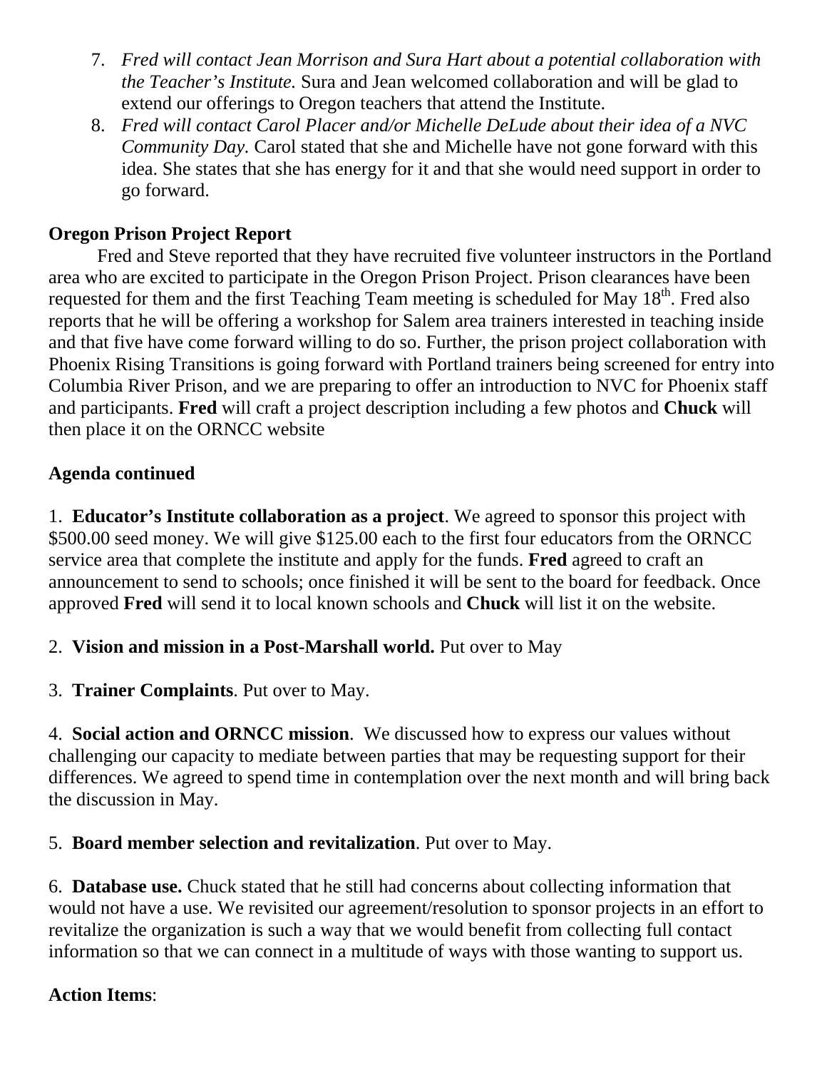7. *Fred will contact Jean Morrison and Sura Hart about a potential collaboration with the Teacher's Institute.* Sura and Jean welcomed collaboration and will be glad to extend our offerings to Oregon teachers that attend the Institute.
8. *Fred will contact Carol Placer and/or Michelle DeLude about their idea of a NVC Community Day.* Carol stated that she and Michelle have not gone forward with this idea. She states that she has energy for it and that she would need support in order to go forward.

**Oregon Prison Project Report**

Fred and Steve reported that they have recruited five volunteer instructors in the Portland area who are excited to participate in the Oregon Prison Project. Prison clearances have been requested for them and the first Teaching Team meeting is scheduled for May 18th. Fred also reports that he will be offering a workshop for Salem area trainers interested in teaching inside and that five have come forward willing to do so. Further, the prison project collaboration with Phoenix Rising Transitions is going forward with Portland trainers being screened for entry into Columbia River Prison, and we are preparing to offer an introduction to NVC for Phoenix staff and participants. **Fred** will craft a project description including a few photos and **Chuck** will then place it on the ORNCC website

**Agenda continued**

1. **Educator's Institute collaboration as a project**. We agreed to sponsor this project with $500.00 seed money. We will give $125.00 each to the first four educators from the ORNCC service area that complete the institute and apply for the funds. **Fred** agreed to craft an announcement to send to schools; once finished it will be sent to the board for feedback. Once approved **Fred** will send it to local known schools and **Chuck** will list it on the website.

2. **Vision and mission in a Post-Marshall world.** Put over to May

3. **Trainer Complaints**. Put over to May.

4. **Social action and ORNCC mission**. We discussed how to express our values without challenging our capacity to mediate between parties that may be requesting support for their differences. We agreed to spend time in contemplation over the next month and will bring back the discussion in May.

5. **Board member selection and revitalization**. Put over to May.

6. **Database use.** Chuck stated that he still had concerns about collecting information that would not have a use. We revisited our agreement/resolution to sponsor projects in an effort to revitalize the organization is such a way that we would benefit from collecting full contact information so that we can connect in a multitude of ways with those wanting to support us.

**Action Items**: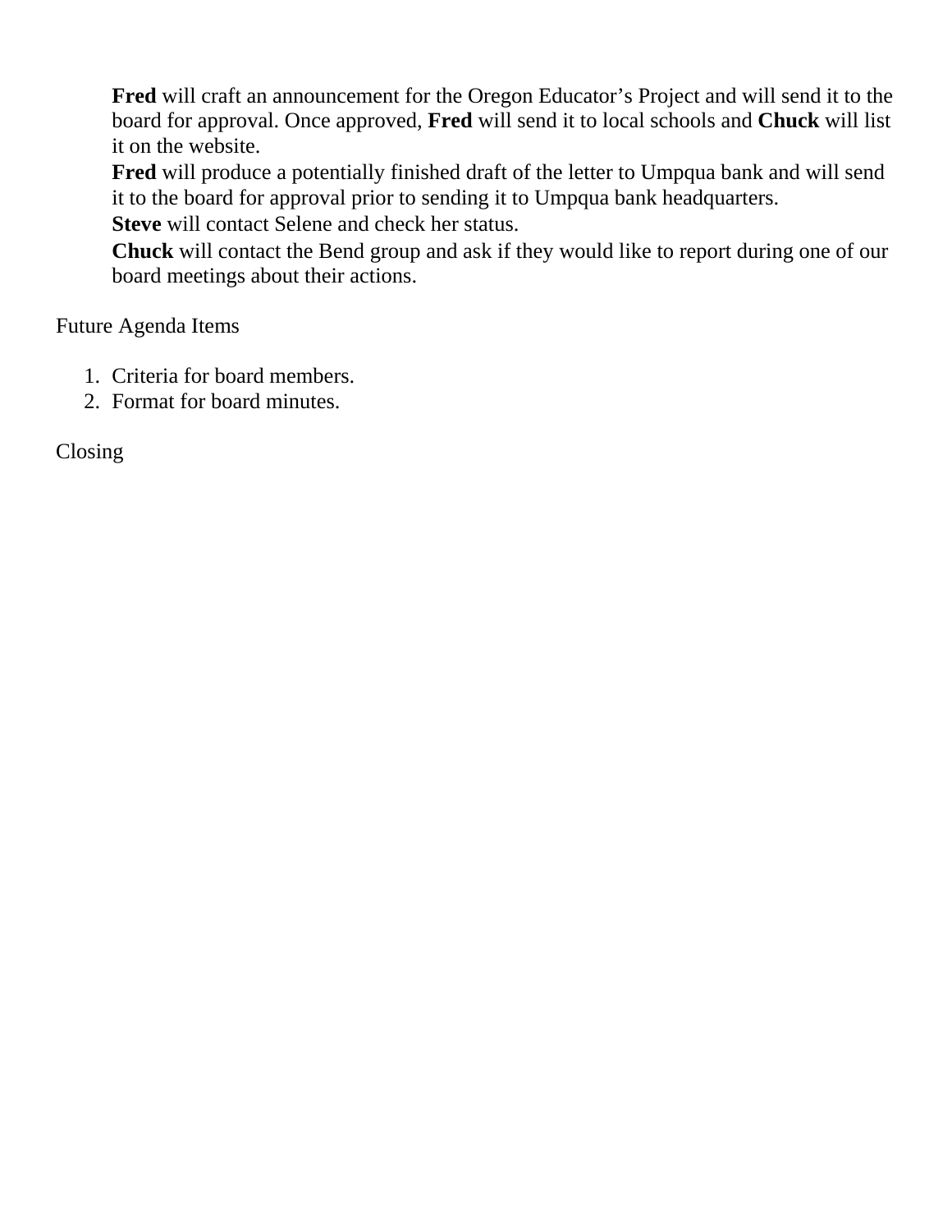**Fred** will craft an announcement for the Oregon Educator's Project and will send it to the board for approval. Once approved, **Fred** will send it to local schools and **Chuck** will list it on the website.

**Fred** will produce a potentially finished draft of the letter to Umpqua bank and will send it to the board for approval prior to sending it to Umpqua bank headquarters.

**Steve** will contact Selene and check her status.

**Chuck** will contact the Bend group and ask if they would like to report during one of our board meetings about their actions.

Future Agenda Items

1. Criteria for board members.
2. Format for board minutes.

Closing